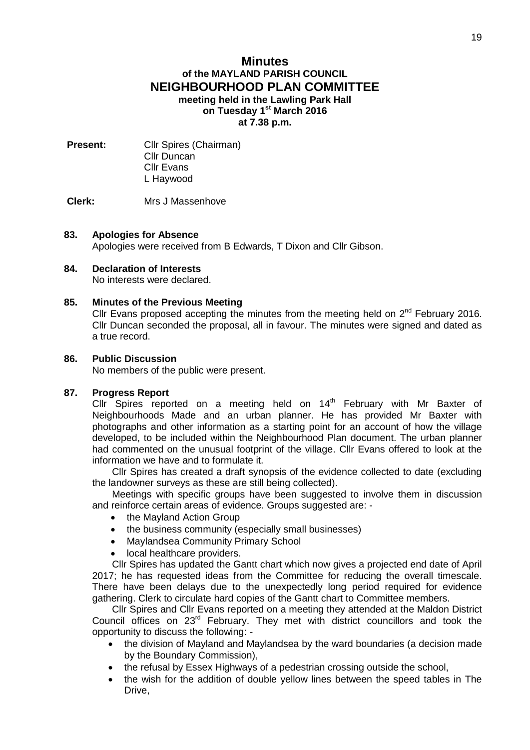# Minutes

## of the MAYLAND PARISH COUNCIL

## NEIGHBOURHOOD PLAN COMMITTEE

**meeting held in the Lawling Park Hall**
**on Tuesday 1st March 2016**
**at 7.38 p.m.**

**Present:** Cllr Spires (Chairman)
Cllr Duncan
Cllr Evans
L Haywood

**Clerk:** Mrs J Massenhove

### 83. Apologies for Absence

Apologies were received from B Edwards, T Dixon and Cllr Gibson.

### 84. Declaration of Interests

No interests were declared.

### 85. Minutes of the Previous Meeting

Cllr Evans proposed accepting the minutes from the meeting held on 2nd February 2016. Cllr Duncan seconded the proposal, all in favour. The minutes were signed and dated as a true record.

### 86. Public Discussion

No members of the public were present.

### 87. Progress Report

Cllr Spires reported on a meeting held on 14th February with Mr Baxter of Neighbourhoods Made and an urban planner. He has provided Mr Baxter with photographs and other information as a starting point for an account of how the village developed, to be included within the Neighbourhood Plan document. The urban planner had commented on the unusual footprint of the village. Cllr Evans offered to look at the information we have and to formulate it.

Cllr Spires has created a draft synopsis of the evidence collected to date (excluding the landowner surveys as these are still being collected).

Meetings with specific groups have been suggested to involve them in discussion and reinforce certain areas of evidence. Groups suggested are: -

- the Mayland Action Group
- the business community (especially small businesses)
- Maylandsea Community Primary School
- local healthcare providers.

Cllr Spires has updated the Gantt chart which now gives a projected end date of April 2017; he has requested ideas from the Committee for reducing the overall timescale. There have been delays due to the unexpectedly long period required for evidence gathering. Clerk to circulate hard copies of the Gantt chart to Committee members.

Cllr Spires and Cllr Evans reported on a meeting they attended at the Maldon District Council offices on 23rd February. They met with district councillors and took the opportunity to discuss the following: -

- the division of Mayland and Maylandsea by the ward boundaries (a decision made by the Boundary Commission),
- the refusal by Essex Highways of a pedestrian crossing outside the school,
- the wish for the addition of double yellow lines between the speed tables in The Drive,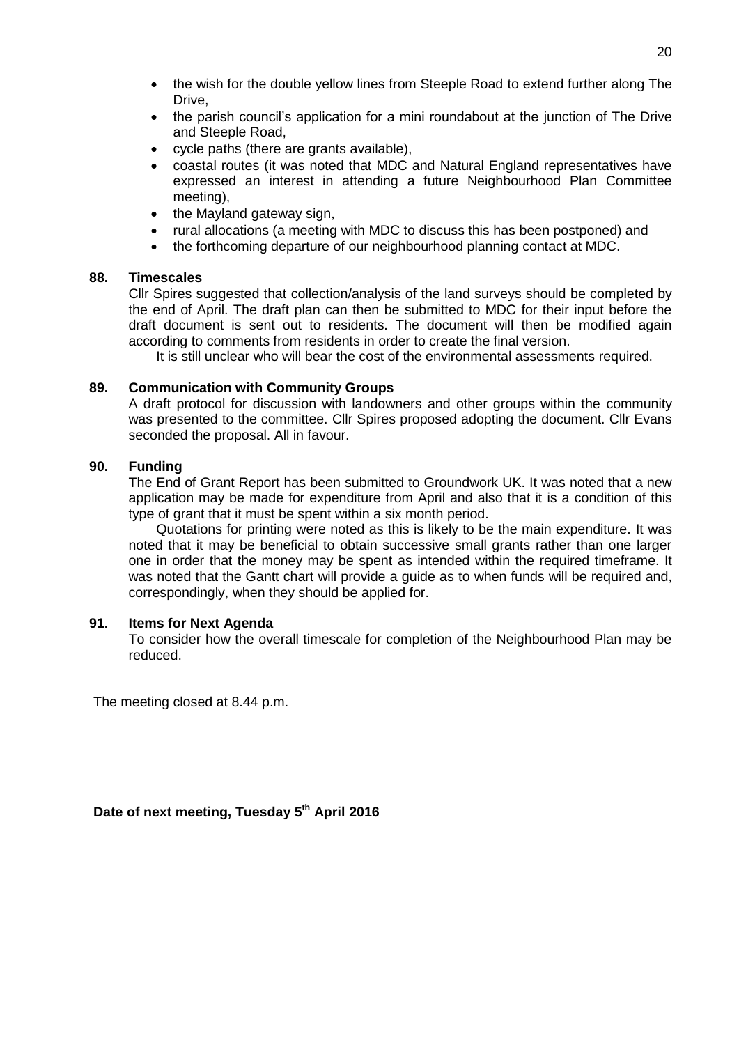- the wish for the double yellow lines from Steeple Road to extend further along The Drive,
- the parish council's application for a mini roundabout at the junction of The Drive and Steeple Road,
- cycle paths (there are grants available),
- coastal routes (it was noted that MDC and Natural England representatives have expressed an interest in attending a future Neighbourhood Plan Committee meeting),
- the Mayland gateway sign,
- rural allocations (a meeting with MDC to discuss this has been postponed) and
- the forthcoming departure of our neighbourhood planning contact at MDC.

**88. Timescales**

Cllr Spires suggested that collection/analysis of the land surveys should be completed by the end of April. The draft plan can then be submitted to MDC for their input before the draft document is sent out to residents. The document will then be modified again according to comments from residents in order to create the final version.

It is still unclear who will bear the cost of the environmental assessments required.

**89. Communication with Community Groups**

A draft protocol for discussion with landowners and other groups within the community was presented to the committee. Cllr Spires proposed adopting the document. Cllr Evans seconded the proposal. All in favour.

**90. Funding**

The End of Grant Report has been submitted to Groundwork UK. It was noted that a new application may be made for expenditure from April and also that it is a condition of this type of grant that it must be spent within a six month period.

Quotations for printing were noted as this is likely to be the main expenditure. It was noted that it may be beneficial to obtain successive small grants rather than one larger one in order that the money may be spent as intended within the required timeframe. It was noted that the Gantt chart will provide a guide as to when funds will be required and, correspondingly, when they should be applied for.

**91. Items for Next Agenda**

To consider how the overall timescale for completion of the Neighbourhood Plan may be reduced.

The meeting closed at 8.44 p.m.

**Date of next meeting, Tuesday 5th April 2016**